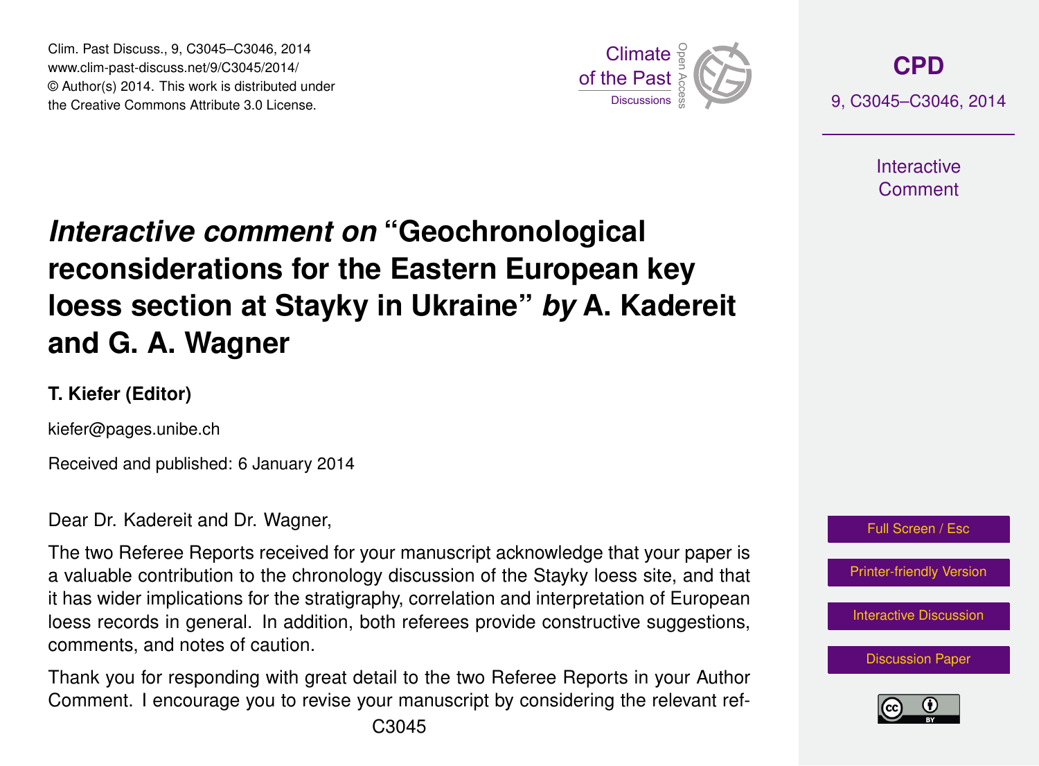# *Interactive comment on* "Geochronological reconsiderations for the Eastern European key loess section at Stayky in Ukraine" *by* A. Kadereit and G. A. Wagner

**T. Kiefer (Editor)**

kiefer@pages.unibe.ch

Received and published: 6 January 2014

Dear Dr. Kadereit and Dr. Wagner,

The two Referee Reports received for your manuscript acknowledge that your paper is a valuable contribution to the chronology discussion of the Stayky loess site, and that it has wider implications for the stratigraphy, correlation and interpretation of European loess records in general. In addition, both referees provide constructive suggestions, comments, and notes of caution.

Thank you for responding with great detail to the two Referee Reports in your Author Comment. I encourage you to revise your manuscript by considering the relevant ref-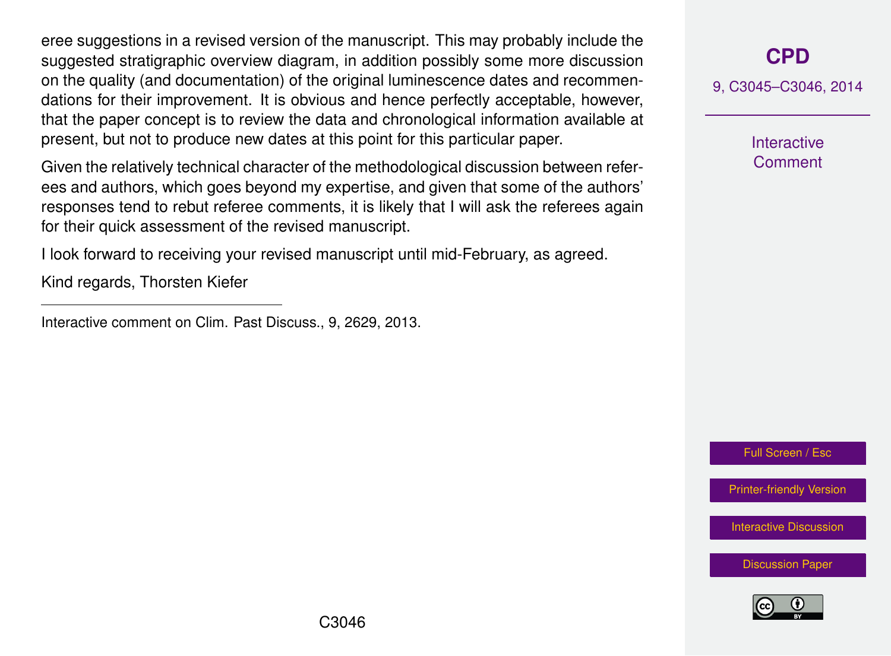eree suggestions in a revised version of the manuscript. This may probably include the suggested stratigraphic overview diagram, in addition possibly some more discussion on the quality (and documentation) of the original luminescence dates and recommendations for their improvement. It is obvious and hence perfectly acceptable, however, that the paper concept is to review the data and chronological information available at present, but not to produce new dates at this point for this particular paper.

Given the relatively technical character of the methodological discussion between referees and authors, which goes beyond my expertise, and given that some of the authors' responses tend to rebut referee comments, it is likely that I will ask the referees again for their quick assessment of the revised manuscript.

I look forward to receiving your revised manuscript until mid-February, as agreed.

Kind regards, Thorsten Kiefer

---

Interactive comment on Clim. Past Discuss., 9, 2629, 2013.